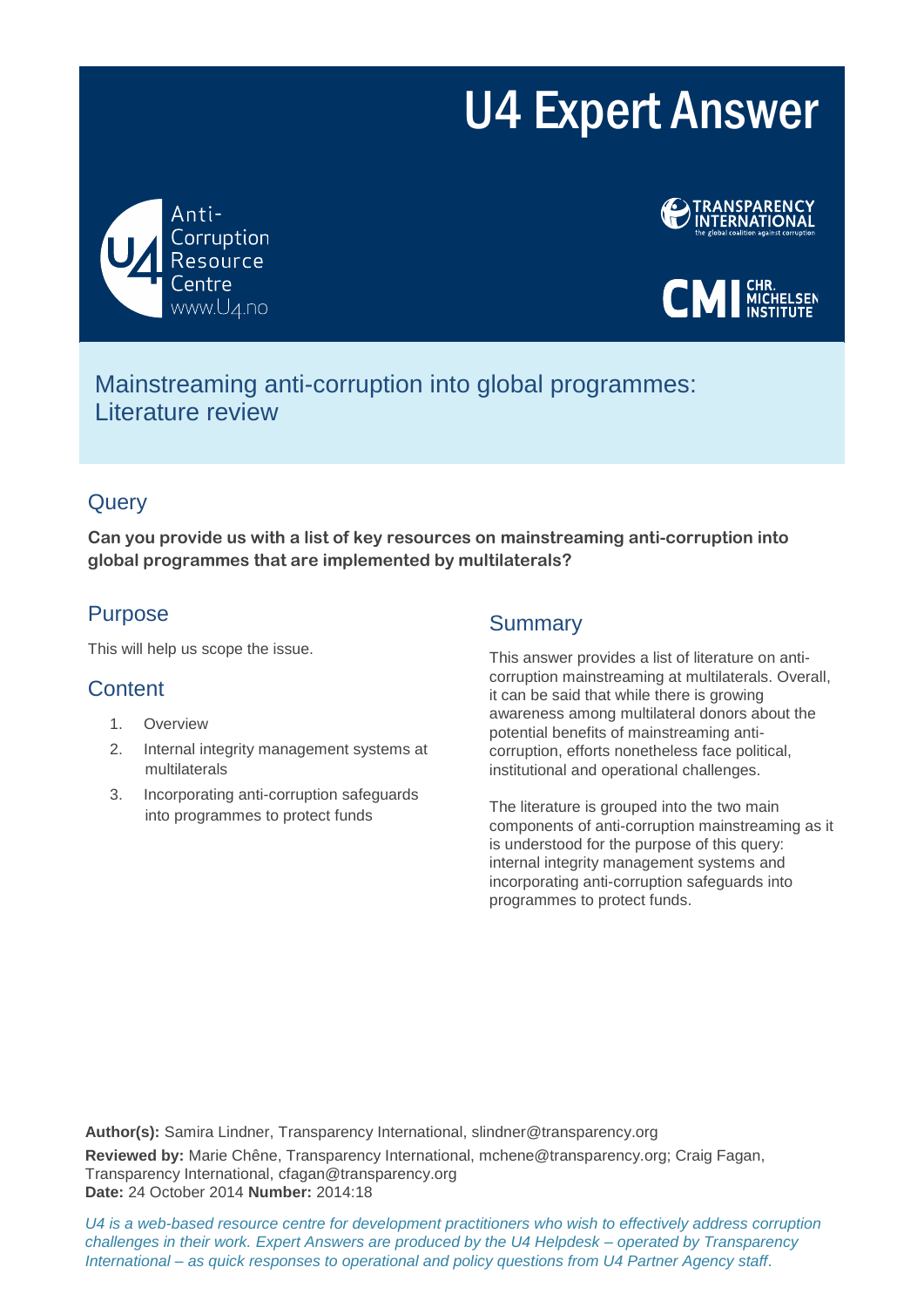# U4 Expert Answer

Anti-Corruption Resource Centre
www.U4.no

TRANSPARENCY INTERNATIONAL
the global coalition against corruption

CMI CHR. MICHELSEN INSTITUTE

## Mainstreaming anti-corruption into global programmes: Literature review

## Query

**Can you provide us with a list of key resources on mainstreaming anti-corruption into global programmes that are implemented by multilaterals?**

## Purpose

This will help us scope the issue.

## Content

1. Overview
2. Internal integrity management systems at multilaterals
3. Incorporating anti-corruption safeguards into programmes to protect funds

## Summary

This answer provides a list of literature on anti-corruption mainstreaming at multilaterals. Overall, it can be said that while there is growing awareness among multilateral donors about the potential benefits of mainstreaming anti-corruption, efforts nonetheless face political, institutional and operational challenges.

The literature is grouped into the two main components of anti-corruption mainstreaming as it is understood for the purpose of this query: internal integrity management systems and incorporating anti-corruption safeguards into programmes to protect funds.

**Author(s):** Samira Lindner, Transparency International, slindner@transparency.org
**Reviewed by:** Marie Chêne, Transparency International, mchene@transparency.org; Craig Fagan, Transparency International, cfagan@transparency.org
**Date:** 24 October 2014 **Number:** 2014:18

*U4 is a web-based resource centre for development practitioners who wish to effectively address corruption challenges in their work. Expert Answers are produced by the U4 Helpdesk – operated by Transparency International – as quick responses to operational and policy questions from U4 Partner Agency staff.*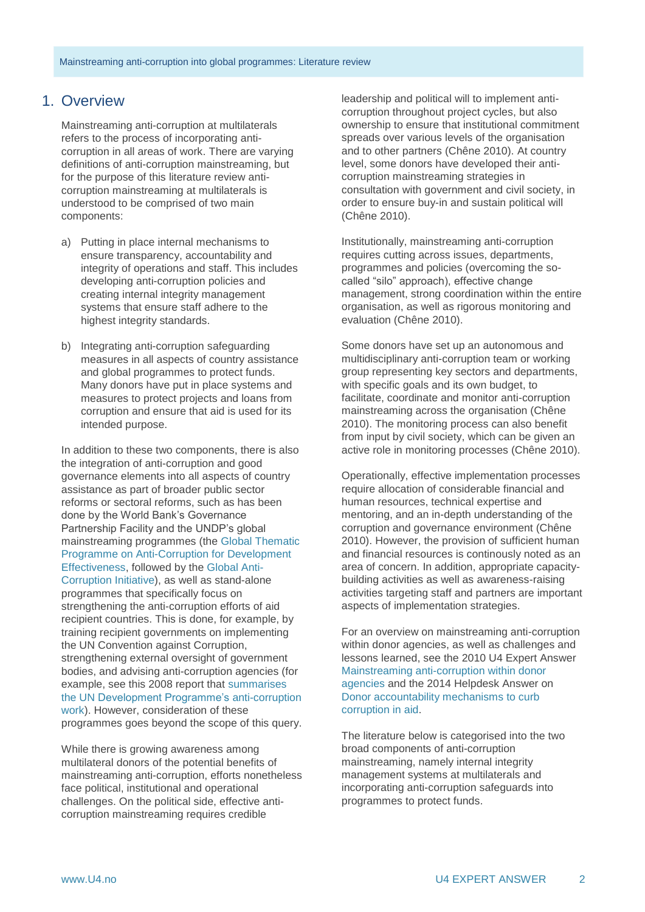## 1. Overview

Mainstreaming anti-corruption at multilaterals refers to the process of incorporating anti-corruption in all areas of work. There are varying definitions of anti-corruption mainstreaming, but for the purpose of this literature review anti-corruption mainstreaming at multilaterals is understood to be comprised of two main components:

a) Putting in place internal mechanisms to ensure transparency, accountability and integrity of operations and staff. This includes developing anti-corruption policies and creating internal integrity management systems that ensure staff adhere to the highest integrity standards.

b) Integrating anti-corruption safeguarding measures in all aspects of country assistance and global programmes to protect funds. Many donors have put in place systems and measures to protect projects and loans from corruption and ensure that aid is used for its intended purpose.

In addition to these two components, there is also the integration of anti-corruption and good governance elements into all aspects of country assistance as part of broader public sector reforms or sectoral reforms, such as has been done by the World Bank's Governance Partnership Facility and the UNDP's global mainstreaming programmes (the Global Thematic Programme on Anti-Corruption for Development Effectiveness, followed by the Global Anti-Corruption Initiative), as well as stand-alone programmes that specifically focus on strengthening the anti-corruption efforts of aid recipient countries. This is done, for example, by training recipient governments on implementing the UN Convention against Corruption, strengthening external oversight of government bodies, and advising anti-corruption agencies (for example, see this 2008 report that summarises the UN Development Programme's anti-corruption work). However, consideration of these programmes goes beyond the scope of this query.

While there is growing awareness among multilateral donors of the potential benefits of mainstreaming anti-corruption, efforts nonetheless face political, institutional and operational challenges. On the political side, effective anti-corruption mainstreaming requires credible leadership and political will to implement anti-corruption throughout project cycles, but also ownership to ensure that institutional commitment spreads over various levels of the organisation and to other partners (Chêne 2010). At country level, some donors have developed their anti-corruption mainstreaming strategies in consultation with government and civil society, in order to ensure buy-in and sustain political will (Chêne 2010).

Institutionally, mainstreaming anti-corruption requires cutting across issues, departments, programmes and policies (overcoming the so-called "silo" approach), effective change management, strong coordination within the entire organisation, as well as rigorous monitoring and evaluation (Chêne 2010).

Some donors have set up an autonomous and multidisciplinary anti-corruption team or working group representing key sectors and departments, with specific goals and its own budget, to facilitate, coordinate and monitor anti-corruption mainstreaming across the organisation (Chêne 2010). The monitoring process can also benefit from input by civil society, which can be given an active role in monitoring processes (Chêne 2010).

Operationally, effective implementation processes require allocation of considerable financial and human resources, technical expertise and mentoring, and an in-depth understanding of the corruption and governance environment (Chêne 2010). However, the provision of sufficient human and financial resources is continously noted as an area of concern. In addition, appropriate capacity-building activities as well as awareness-raising activities targeting staff and partners are important aspects of implementation strategies.

For an overview on mainstreaming anti-corruption within donor agencies, as well as challenges and lessons learned, see the 2010 U4 Expert Answer Mainstreaming anti-corruption within donor agencies and the 2014 Helpdesk Answer on Donor accountability mechanisms to curb corruption in aid.

The literature below is categorised into the two broad components of anti-corruption mainstreaming, namely internal integrity management systems at multilaterals and incorporating anti-corruption safeguards into programmes to protect funds.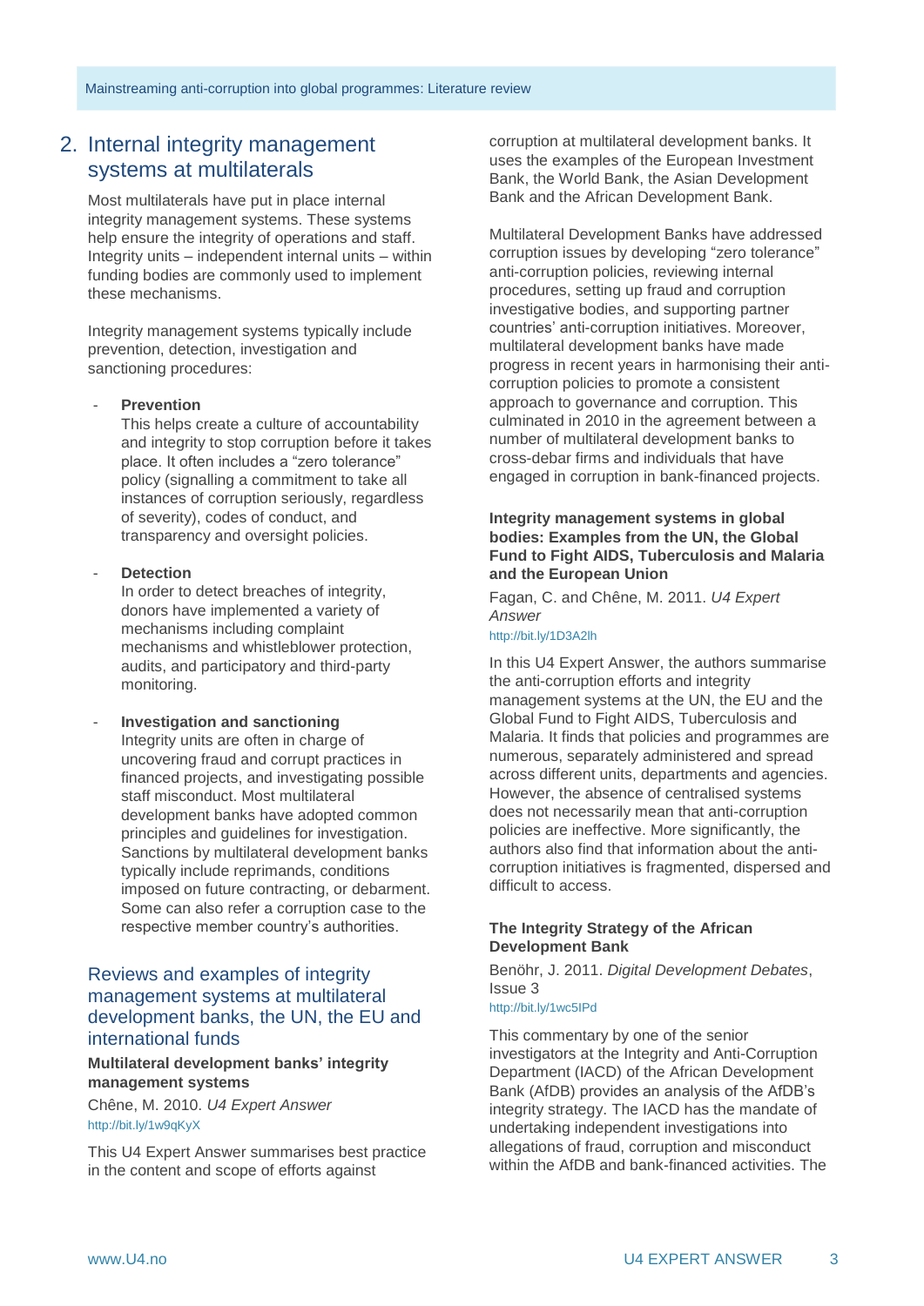## 2. Internal integrity management systems at multilaterals

Most multilaterals have put in place internal integrity management systems. These systems help ensure the integrity of operations and staff. Integrity units – independent internal units – within funding bodies are commonly used to implement these mechanisms.

Integrity management systems typically include prevention, detection, investigation and sanctioning procedures:

- **Prevention**
  This helps create a culture of accountability and integrity to stop corruption before it takes place. It often includes a "zero tolerance" policy (signalling a commitment to take all instances of corruption seriously, regardless of severity), codes of conduct, and transparency and oversight policies.

- **Detection**
  In order to detect breaches of integrity, donors have implemented a variety of mechanisms including complaint mechanisms and whistleblower protection, audits, and participatory and third-party monitoring.

- **Investigation and sanctioning**
  Integrity units are often in charge of uncovering fraud and corrupt practices in financed projects, and investigating possible staff misconduct. Most multilateral development banks have adopted common principles and guidelines for investigation. Sanctions by multilateral development banks typically include reprimands, conditions imposed on future contracting, or debarment. Some can also refer a corruption case to the respective member country's authorities.

### Reviews and examples of integrity management systems at multilateral development banks, the UN, the EU and international funds

**Multilateral development banks' integrity management systems**

Chêne, M. 2010. *U4 Expert Answer*
http://bit.ly/1w9qKyX

This U4 Expert Answer summarises best practice in the content and scope of efforts against corruption at multilateral development banks. It uses the examples of the European Investment Bank, the World Bank, the Asian Development Bank and the African Development Bank.

Multilateral Development Banks have addressed corruption issues by developing "zero tolerance" anti-corruption policies, reviewing internal procedures, setting up fraud and corruption investigative bodies, and supporting partner countries' anti-corruption initiatives. Moreover, multilateral development banks have made progress in recent years in harmonising their anti-corruption policies to promote a consistent approach to governance and corruption. This culminated in 2010 in the agreement between a number of multilateral development banks to cross-debar firms and individuals that have engaged in corruption in bank-financed projects.

**Integrity management systems in global bodies: Examples from the UN, the Global Fund to Fight AIDS, Tuberculosis and Malaria and the European Union**

Fagan, C. and Chêne, M. 2011. *U4 Expert Answer*
http://bit.ly/1D3A2lh

In this U4 Expert Answer, the authors summarise the anti-corruption efforts and integrity management systems at the UN, the EU and the Global Fund to Fight AIDS, Tuberculosis and Malaria. It finds that policies and programmes are numerous, separately administered and spread across different units, departments and agencies. However, the absence of centralised systems does not necessarily mean that anti-corruption policies are ineffective. More significantly, the authors also find that information about the anti-corruption initiatives is fragmented, dispersed and difficult to access.

**The Integrity Strategy of the African Development Bank**

Benöhr, J. 2011. *Digital Development Debates*, Issue 3
http://bit.ly/1wc5IPd

This commentary by one of the senior investigators at the Integrity and Anti-Corruption Department (IACD) of the African Development Bank (AfDB) provides an analysis of the AfDB's integrity strategy. The IACD has the mandate of undertaking independent investigations into allegations of fraud, corruption and misconduct within the AfDB and bank-financed activities. The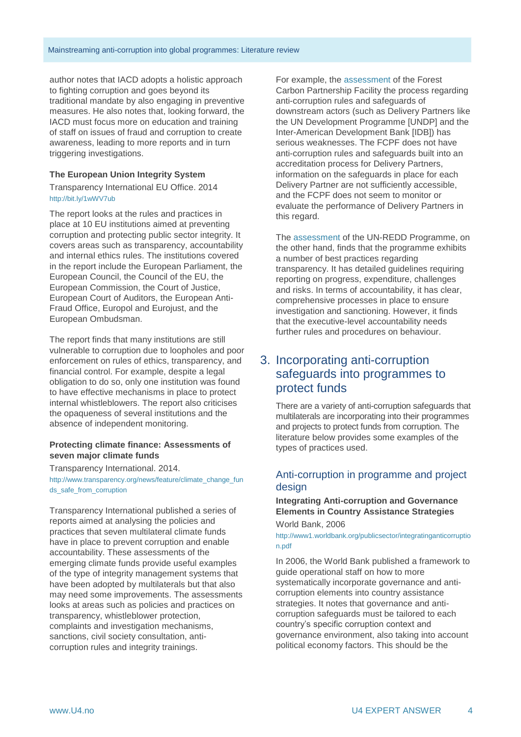author notes that IACD adopts a holistic approach to fighting corruption and goes beyond its traditional mandate by also engaging in preventive measures. He also notes that, looking forward, the IACD must focus more on education and training of staff on issues of fraud and corruption to create awareness, leading to more reports and in turn triggering investigations.

**The European Union Integrity System**

Transparency International EU Office. 2014

http://bit.ly/1wWV7ub

The report looks at the rules and practices in place at 10 EU institutions aimed at preventing corruption and protecting public sector integrity. It covers areas such as transparency, accountability and internal ethics rules. The institutions covered in the report include the European Parliament, the European Council, the Council of the EU, the European Commission, the Court of Justice, European Court of Auditors, the European Anti-Fraud Office, Europol and Eurojust, and the European Ombudsman.

The report finds that many institutions are still vulnerable to corruption due to loopholes and poor enforcement on rules of ethics, transparency, and financial control. For example, despite a legal obligation to do so, only one institution was found to have effective mechanisms in place to protect internal whistleblowers. The report also criticises the opaqueness of several institutions and the absence of independent monitoring.

**Protecting climate finance: Assessments of seven major climate funds**

Transparency International. 2014.

http://www.transparency.org/news/feature/climate_change_funds_safe_from_corruption

Transparency International published a series of reports aimed at analysing the policies and practices that seven multilateral climate funds have in place to prevent corruption and enable accountability. These assessments of the emerging climate funds provide useful examples of the type of integrity management systems that have been adopted by multilaterals but that also may need some improvements. The assessments looks at areas such as policies and practices on transparency, whistleblower protection, complaints and investigation mechanisms, sanctions, civil society consultation, anti-corruption rules and integrity trainings.

For example, the assessment of the Forest Carbon Partnership Facility the process regarding anti-corruption rules and safeguards of downstream actors (such as Delivery Partners like the UN Development Programme [UNDP] and the Inter-American Development Bank [IDB]) has serious weaknesses. The FCPF does not have anti-corruption rules and safeguards built into an accreditation process for Delivery Partners, information on the safeguards in place for each Delivery Partner are not sufficiently accessible, and the FCPF does not seem to monitor or evaluate the performance of Delivery Partners in this regard.

The assessment of the UN-REDD Programme, on the other hand, finds that the programme exhibits a number of best practices regarding transparency. It has detailed guidelines requiring reporting on progress, expenditure, challenges and risks. In terms of accountability, it has clear, comprehensive processes in place to ensure investigation and sanctioning. However, it finds that the executive-level accountability needs further rules and procedures on behaviour.

# 3. Incorporating anti-corruption safeguards into programmes to protect funds

There are a variety of anti-corruption safeguards that multilaterals are incorporating into their programmes and projects to protect funds from corruption. The literature below provides some examples of the types of practices used.

## Anti-corruption in programme and project design

**Integrating Anti-corruption and Governance Elements in Country Assistance Strategies**

World Bank, 2006

http://www1.worldbank.org/publicsector/integratinganticorruption.pdf

In 2006, the World Bank published a framework to guide operational staff on how to more systematically incorporate governance and anti-corruption elements into country assistance strategies. It notes that governance and anti-corruption safeguards must be tailored to each country's specific corruption context and governance environment, also taking into account political economy factors. This should be the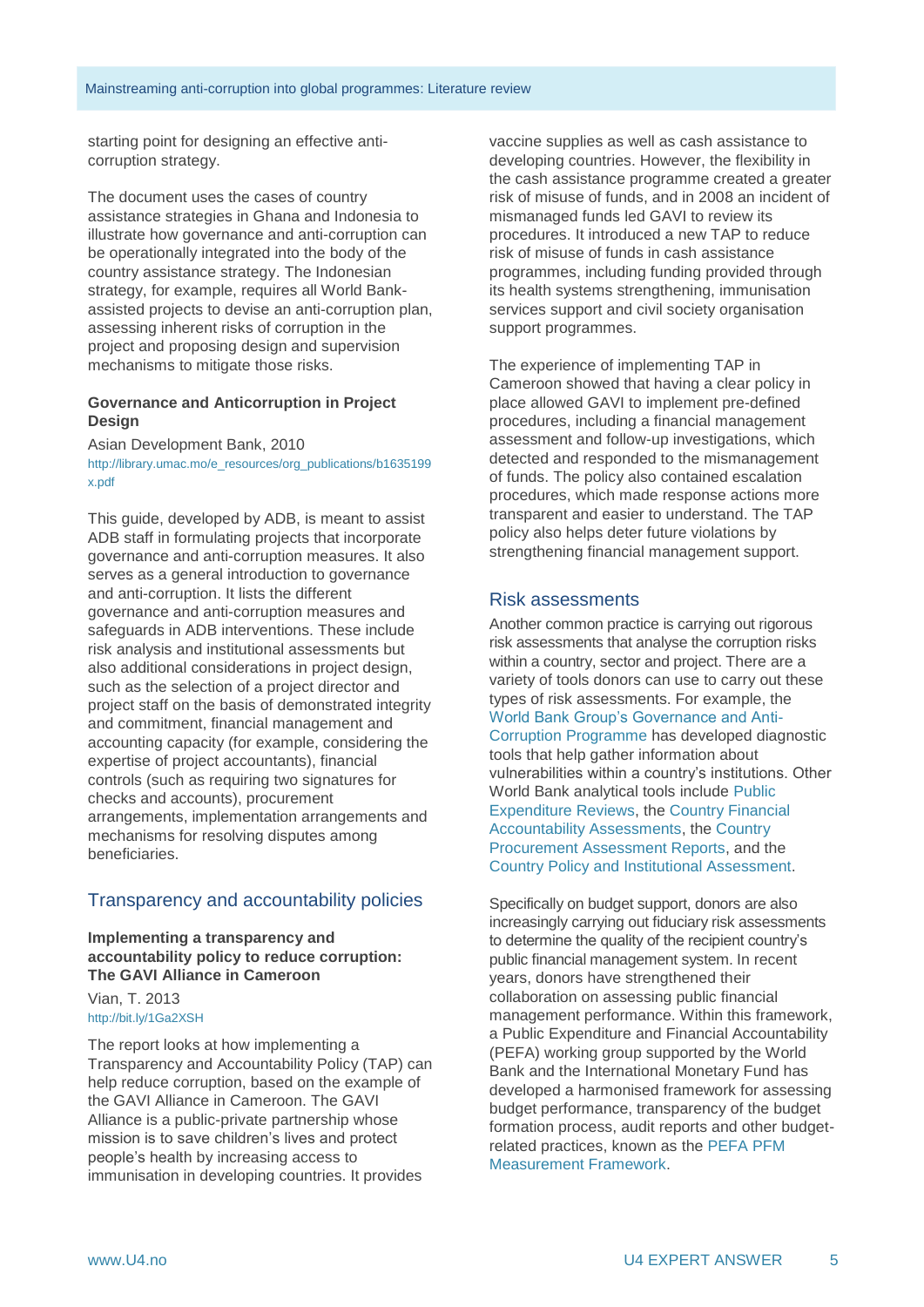starting point for designing an effective anti-corruption strategy.

The document uses the cases of country assistance strategies in Ghana and Indonesia to illustrate how governance and anti-corruption can be operationally integrated into the body of the country assistance strategy. The Indonesian strategy, for example, requires all World Bank-assisted projects to devise an anti-corruption plan, assessing inherent risks of corruption in the project and proposing design and supervision mechanisms to mitigate those risks.

**Governance and Anticorruption in Project Design**

Asian Development Bank, 2010
http://library.umac.mo/e_resources/org_publications/b1635199x.pdf

This guide, developed by ADB, is meant to assist ADB staff in formulating projects that incorporate governance and anti-corruption measures. It also serves as a general introduction to governance and anti-corruption. It lists the different governance and anti-corruption measures and safeguards in ADB interventions. These include risk analysis and institutional assessments but also additional considerations in project design, such as the selection of a project director and project staff on the basis of demonstrated integrity and commitment, financial management and accounting capacity (for example, considering the expertise of project accountants), financial controls (such as requiring two signatures for checks and accounts), procurement arrangements, implementation arrangements and mechanisms for resolving disputes among beneficiaries.

## Transparency and accountability policies

**Implementing a transparency and accountability policy to reduce corruption: The GAVI Alliance in Cameroon**

Vian, T. 2013
http://bit.ly/1Ga2XSH

The report looks at how implementing a Transparency and Accountability Policy (TAP) can help reduce corruption, based on the example of the GAVI Alliance in Cameroon. The GAVI Alliance is a public-private partnership whose mission is to save children's lives and protect people's health by increasing access to immunisation in developing countries. It provides vaccine supplies as well as cash assistance to developing countries. However, the flexibility in the cash assistance programme created a greater risk of misuse of funds, and in 2008 an incident of mismanaged funds led GAVI to review its procedures. It introduced a new TAP to reduce risk of misuse of funds in cash assistance programmes, including funding provided through its health systems strengthening, immunisation services support and civil society organisation support programmes.

The experience of implementing TAP in Cameroon showed that having a clear policy in place allowed GAVI to implement pre-defined procedures, including a financial management assessment and follow-up investigations, which detected and responded to the mismanagement of funds. The policy also contained escalation procedures, which made response actions more transparent and easier to understand. The TAP policy also helps deter future violations by strengthening financial management support.

## Risk assessments

Another common practice is carrying out rigorous risk assessments that analyse the corruption risks within a country, sector and project. There are a variety of tools donors can use to carry out these types of risk assessments. For example, the World Bank Group's Governance and Anti-Corruption Programme has developed diagnostic tools that help gather information about vulnerabilities within a country's institutions. Other World Bank analytical tools include Public Expenditure Reviews, the Country Financial Accountability Assessments, the Country Procurement Assessment Reports, and the Country Policy and Institutional Assessment.

Specifically on budget support, donors are also increasingly carrying out fiduciary risk assessments to determine the quality of the recipient country's public financial management system. In recent years, donors have strengthened their collaboration on assessing public financial management performance. Within this framework, a Public Expenditure and Financial Accountability (PEFA) working group supported by the World Bank and the International Monetary Fund has developed a harmonised framework for assessing budget performance, transparency of the budget formation process, audit reports and other budget-related practices, known as the PEFA PFM Measurement Framework.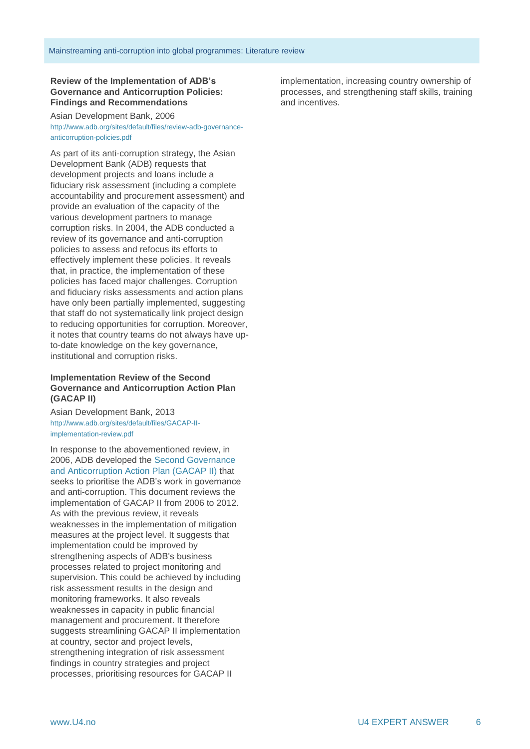**Review of the Implementation of ADB's Governance and Anticorruption Policies: Findings and Recommendations**

Asian Development Bank, 2006

http://www.adb.org/sites/default/files/review-adb-governance-anticorruption-policies.pdf

As part of its anti-corruption strategy, the Asian Development Bank (ADB) requests that development projects and loans include a fiduciary risk assessment (including a complete accountability and procurement assessment) and provide an evaluation of the capacity of the various development partners to manage corruption risks. In 2004, the ADB conducted a review of its governance and anti-corruption policies to assess and refocus its efforts to effectively implement these policies. It reveals that, in practice, the implementation of these policies has faced major challenges. Corruption and fiduciary risks assessments and action plans have only been partially implemented, suggesting that staff do not systematically link project design to reducing opportunities for corruption. Moreover, it notes that country teams do not always have up-to-date knowledge on the key governance, institutional and corruption risks.

**Implementation Review of the Second Governance and Anticorruption Action Plan (GACAP II)**

Asian Development Bank, 2013

http://www.adb.org/sites/default/files/GACAP-II-implementation-review.pdf

In response to the abovementioned review, in 2006, ADB developed the Second Governance and Anticorruption Action Plan (GACAP II) that seeks to prioritise the ADB's work in governance and anti-corruption. This document reviews the implementation of GACAP II from 2006 to 2012. As with the previous review, it reveals weaknesses in the implementation of mitigation measures at the project level. It suggests that implementation could be improved by strengthening aspects of ADB's business processes related to project monitoring and supervision. This could be achieved by including risk assessment results in the design and monitoring frameworks. It also reveals weaknesses in capacity in public financial management and procurement. It therefore suggests streamlining GACAP II implementation at country, sector and project levels, strengthening integration of risk assessment findings in country strategies and project processes, prioritising resources for GACAP II implementation, increasing country ownership of processes, and strengthening staff skills, training and incentives.